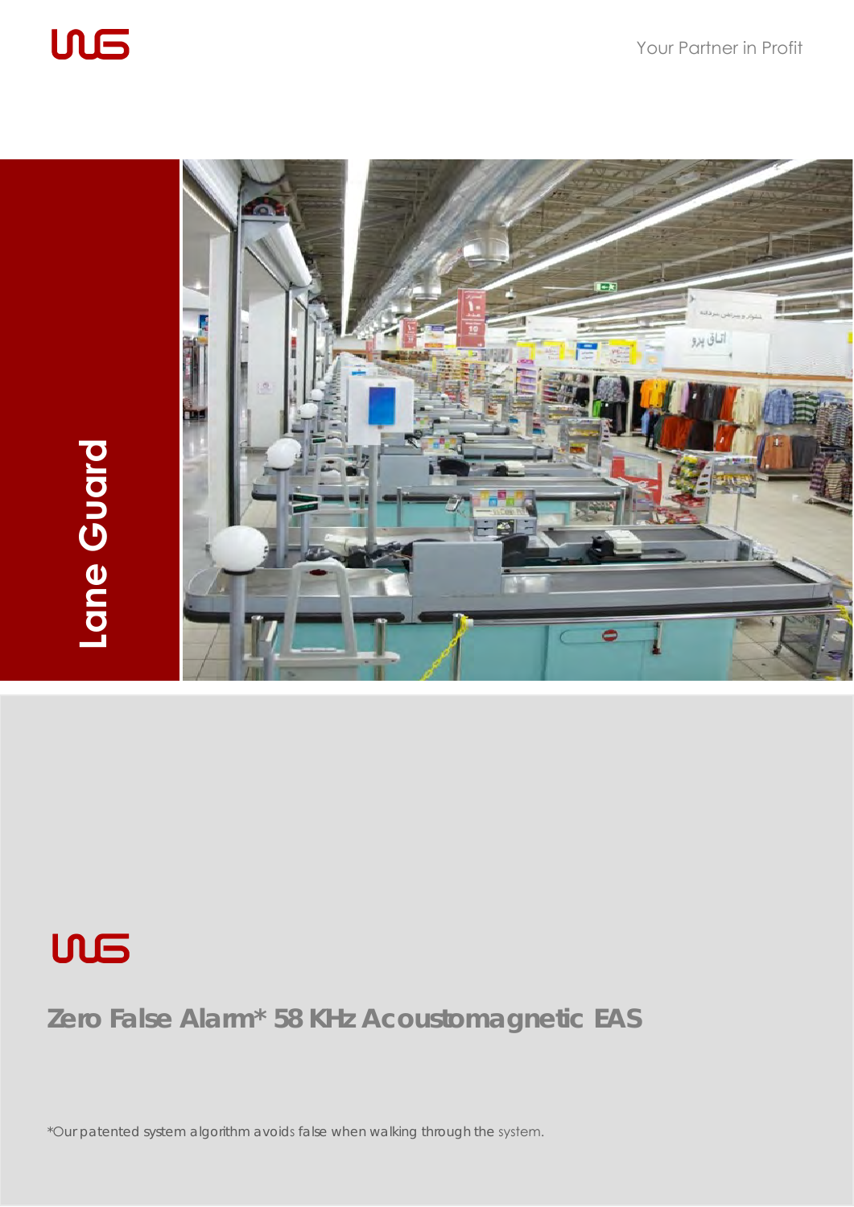Your Partner in Profit

# Lane Guard

## Zero False Alarm* 58 KHz Acoustomagnetic EAS

*Our patented system algorithm avoids false when walking through the system.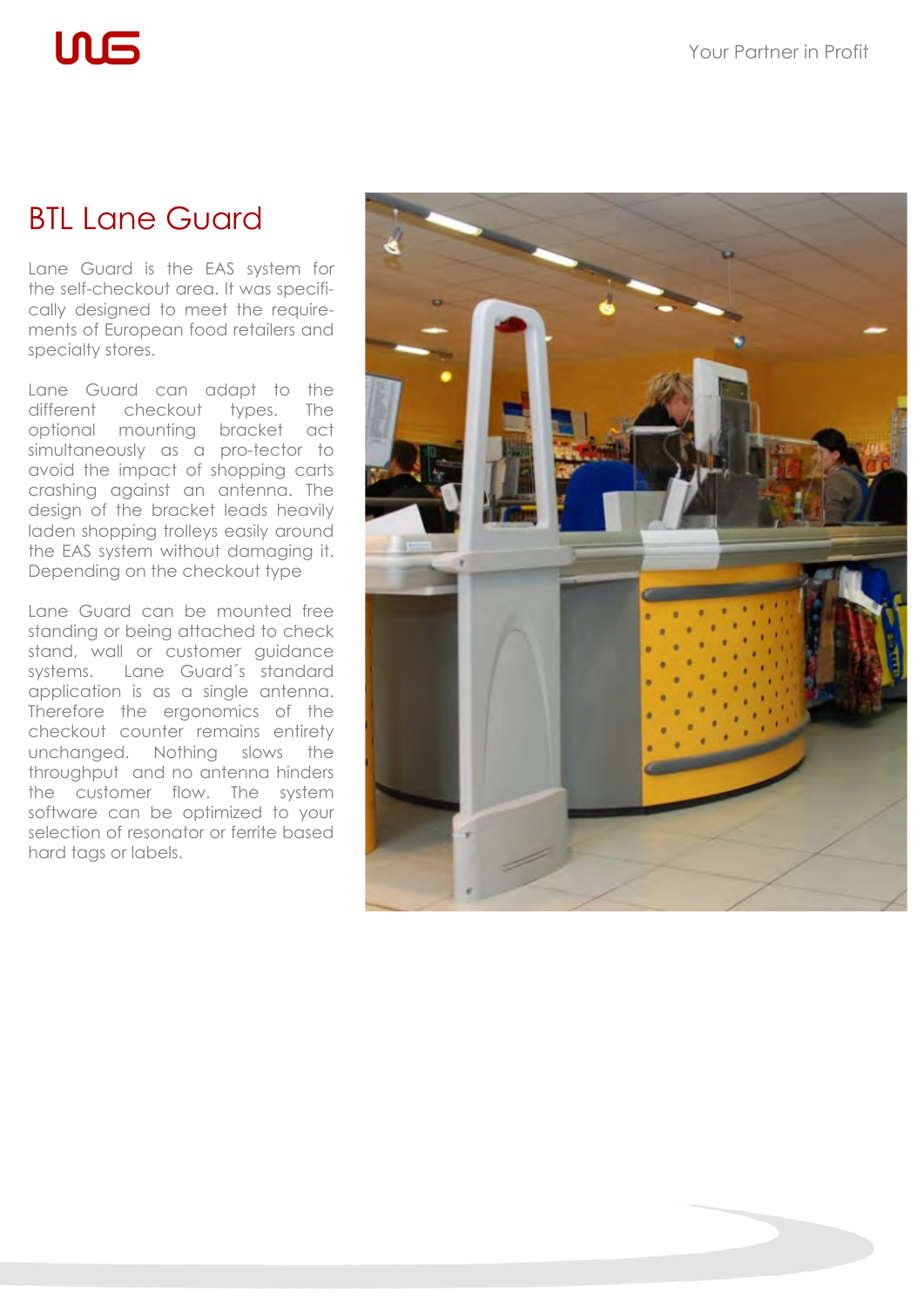# BTL Lane Guard

Lane Guard is the EAS system for the self-checkout area. It was specifically designed to meet the requirements of European food retailers and specialty stores.

Lane Guard can adapt to the different checkout types. The optional mounting bracket act simultaneously as a pro-tector to avoid the impact of shopping carts crashing against an antenna. The design of the bracket leads heavily laden shopping trolleys easily around the EAS system without damaging it. Depending on the checkout type

Lane Guard can be mounted free standing or being attached to check stand, wall or customer guidance systems. Lane Guard´s standard application is as a single antenna. Therefore the ergonomics of the checkout counter remains entirety unchanged. Nothing slows the throughput and no antenna hinders the customer flow. The system software can be optimized to your selection of resonator or ferrite based hard tags or labels.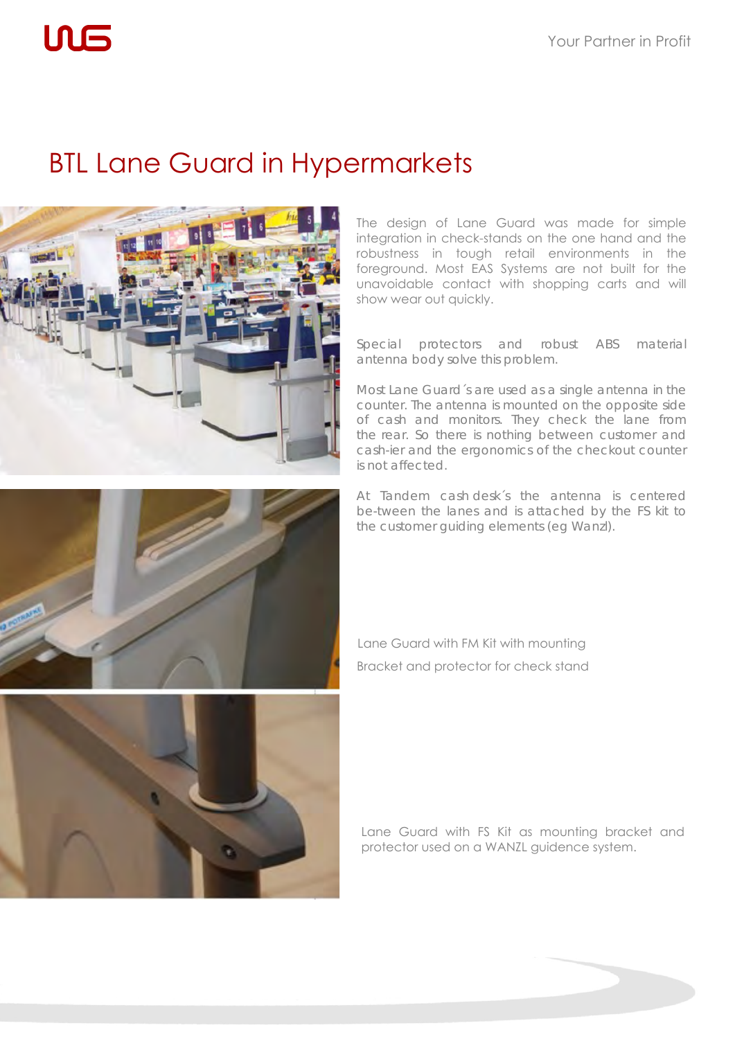# BTL Lane Guard in Hypermarkets

The design of Lane Guard was made for simple integration in check-stands on the one hand and the robustness in tough retail environments in the foreground. Most EAS Systems are not built for the unavoidable contact with shopping carts and will show wear out quickly.

Special protectors and robust ABS material antenna body solve this problem.

Most Lane Guard´s are used as a single antenna in the counter. The antenna is mounted on the opposite side of cash and monitors. They check the lane from the rear. So there is nothing between customer and cash-ier and the ergonomics of the checkout counter is not affected.

At Tandem cash desk´s the antenna is centered be-tween the lanes and is attached by the FS kit to the customer guiding elements (eg Wanzl).

Lane Guard with FM Kit with mounting Bracket and protector for check stand

Lane Guard with FS Kit as mounting bracket and protector used on a WANZL guidence system.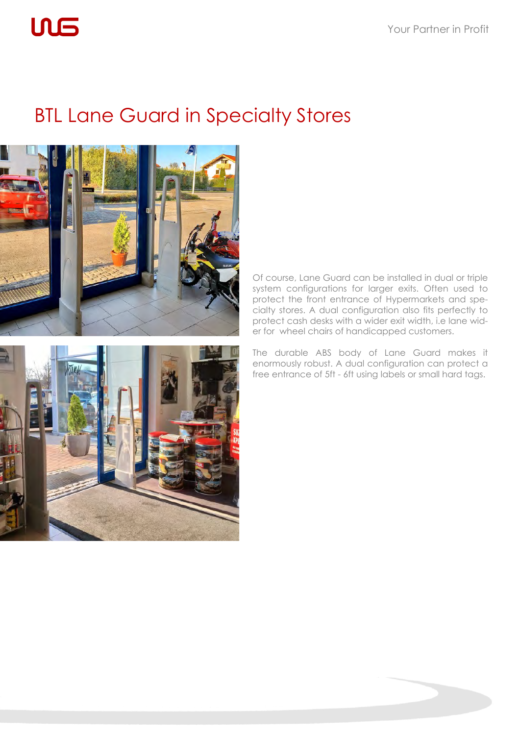# BTL Lane Guard in Specialty Stores

Of course, Lane Guard can be installed in dual or triple system configurations for larger exits. Often used to protect the front entrance of Hypermarkets and specialty stores. A dual configuration also fits perfectly to protect cash desks with a wider exit width, i.e lane wider for wheel chairs of handicapped customers.

The durable ABS body of Lane Guard makes it enormously robust. A dual configuration can protect a free entrance of 5ft - 6ft using labels or small hard tags.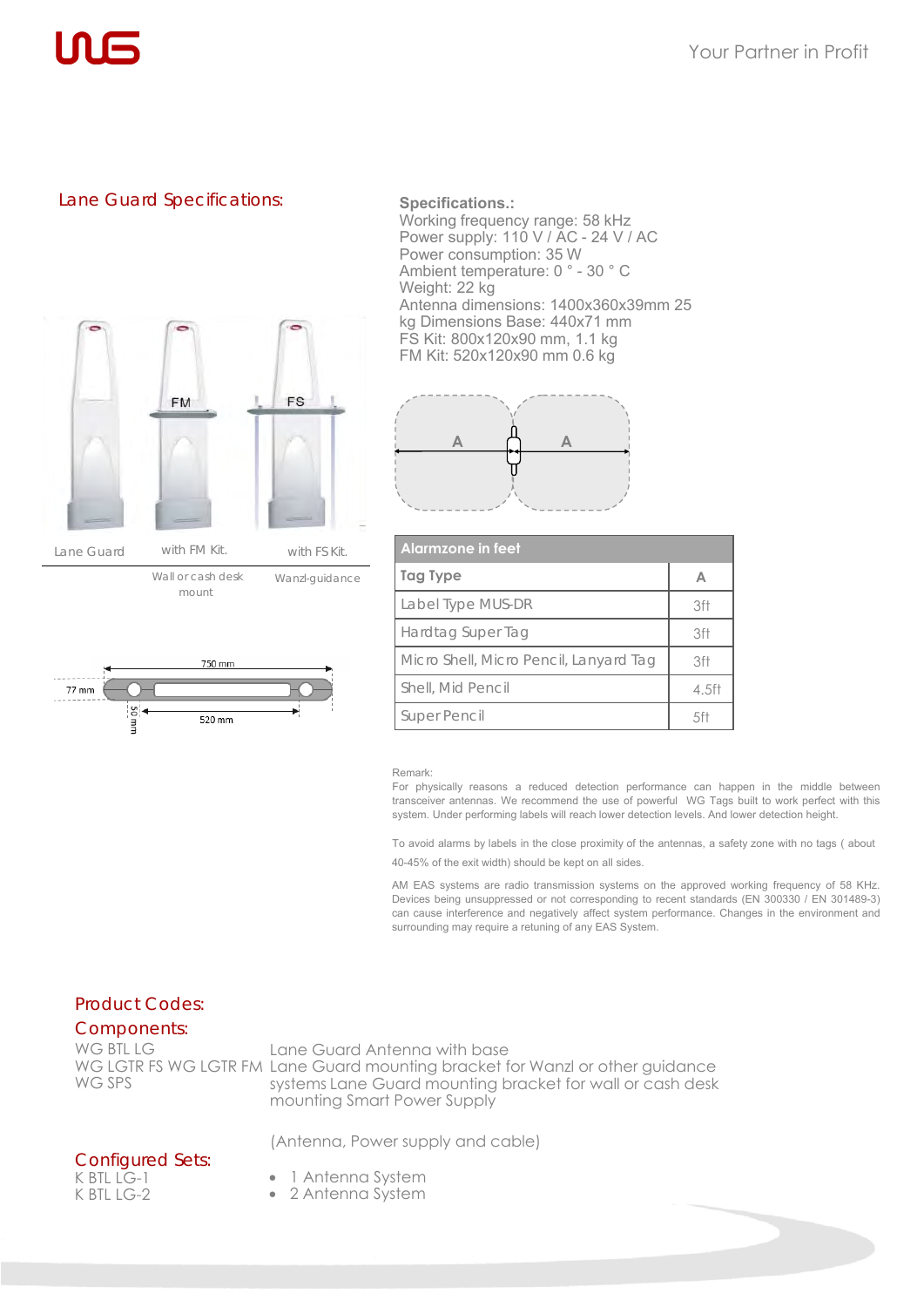## Lane Guard Specifications:

Lane Guard | with FM Kit. | with FS Kit.

Wall or cash desk mount | Wanzl-guidance

750 mm

77 mm

50 mm

520 mm

**Specifications.:**
Working frequency range: 58 kHz
Power supply: 110 V / AC - 24 V / AC
Power consumption: 35 W
Ambient temperature: 0 ° - 30 ° C
Weight: 22 kg
Antenna dimensions: 1400x360x39mm 25 kg Dimensions Base: 440x71 mm
FS Kit: 800x120x90 mm, 1.1 kg
FM Kit: 520x120x90 mm 0.6 kg

| Alarmzone in feet | |
|---|---|
| **Tag Type** | **A** |
| Label Type MUS-DR | 3ft |
| Hardtag Super Tag | 3ft |
| Micro Shell, Micro Pencil, Lanyard Tag | 3ft |
| Shell, Mid Pencil | 4.5ft |
| Super Pencil | 5ft |

Remark:
For physically reasons a reduced detection performance can happen in the middle between transceiver antennas. We recommend the use of powerful WG Tags built to work perfect with this system. Under performing labels will reach lower detection levels. And lower detection height.

To avoid alarms by labels in the close proximity of the antennas, a safety zone with no tags ( about 40-45% of the exit width) should be kept on all sides.

AM EAS systems are radio transmission systems on the approved working frequency of 58 KHz. Devices being unsuppressed or not corresponding to recent standards (EN 300330 / EN 301489-3) can cause interference and negatively affect system performance. Changes in the environment and surrounding may require a retuning of any EAS System.

## Product Codes:

## Components:

| | |
|---|---|
| WG BTL LG | Lane Guard Antenna with base |
| WG LGTR FS | Lane Guard mounting bracket for Wanzl or other guidance systems |
| WG LGTR FM | Lane Guard mounting bracket for wall or cash desk mounting |
| WG SPS | Smart Power Supply |

(Antenna, Power supply and cable)

## Configured Sets:

| | |
|---|---|
| K BTL LG-1 | • 1 Antenna System |
| K BTL LG-2 | • 2 Antenna System |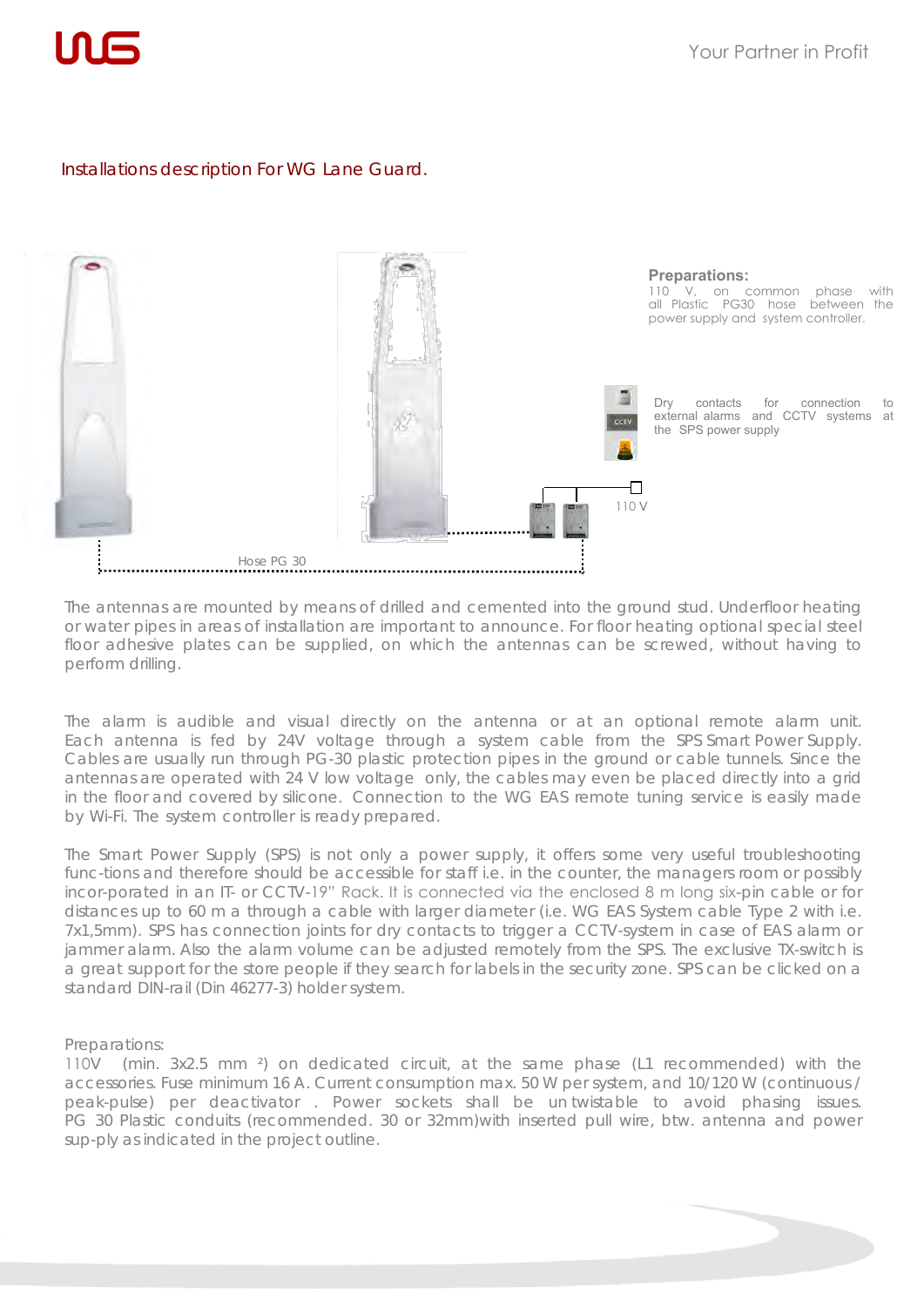## Installations description For WG Lane Guard.

**Preparations:**
110 V, on common phase with all Plastic PG30 hose between the power supply and system controller.

Dry contacts for connection to external alarms and CCTV systems at the SPS power supply

110 V

Hose PG 30

The antennas are mounted by means of drilled and cemented into the ground stud. Underfloor heating or water pipes in areas of installation are important to announce. For floor heating optional special steel floor adhesive plates can be supplied, on which the antennas can be screwed, without having to perform drilling.

The alarm is audible and visual directly on the antenna or at an optional remote alarm unit. Each antenna is fed by 24V voltage through a system cable from the SPS Smart Power Supply. Cables are usually run through PG-30 plastic protection pipes in the ground or cable tunnels. Since the antennas are operated with 24 V low voltage only, the cables may even be placed directly into a grid in the floor and covered by silicone. Connection to the WG EAS remote tuning service is easily made by Wi-Fi. The system controller is ready prepared.

The Smart Power Supply (SPS) is not only a power supply, it offers some very useful troubleshooting func-tions and therefore should be accessible for staff i.e. in the counter, the managers room or possibly incor-porated in an IT- or CCTV-19" Rack. It is connected via the enclosed 8 m long six-pin cable or for distances up to 60 m a through a cable with larger diameter (i.e. WG EAS System cable Type 2 with i.e. 7x1,5mm). SPS has connection joints for dry contacts to trigger a CCTV-system in case of EAS alarm or jammer alarm. Also the alarm volume can be adjusted remotely from the SPS. The exclusive TX-switch is a great support for the store people if they search for labels in the security zone. SPS can be clicked on a standard DIN-rail (Din 46277-3) holder system.

Preparations:
110V (min. 3x2.5 mm ²) on dedicated circuit, at the same phase (L1 recommended) with the accessories. Fuse minimum 16 A. Current consumption max. 50 W per system, and 10/120 W (continuous / peak-pulse) per deactivator . Power sockets shall be un twistable to avoid phasing issues. PG 30 Plastic conduits (recommended. 30 or 32mm)with inserted pull wire, btw. antenna and power sup-ply as indicated in the project outline.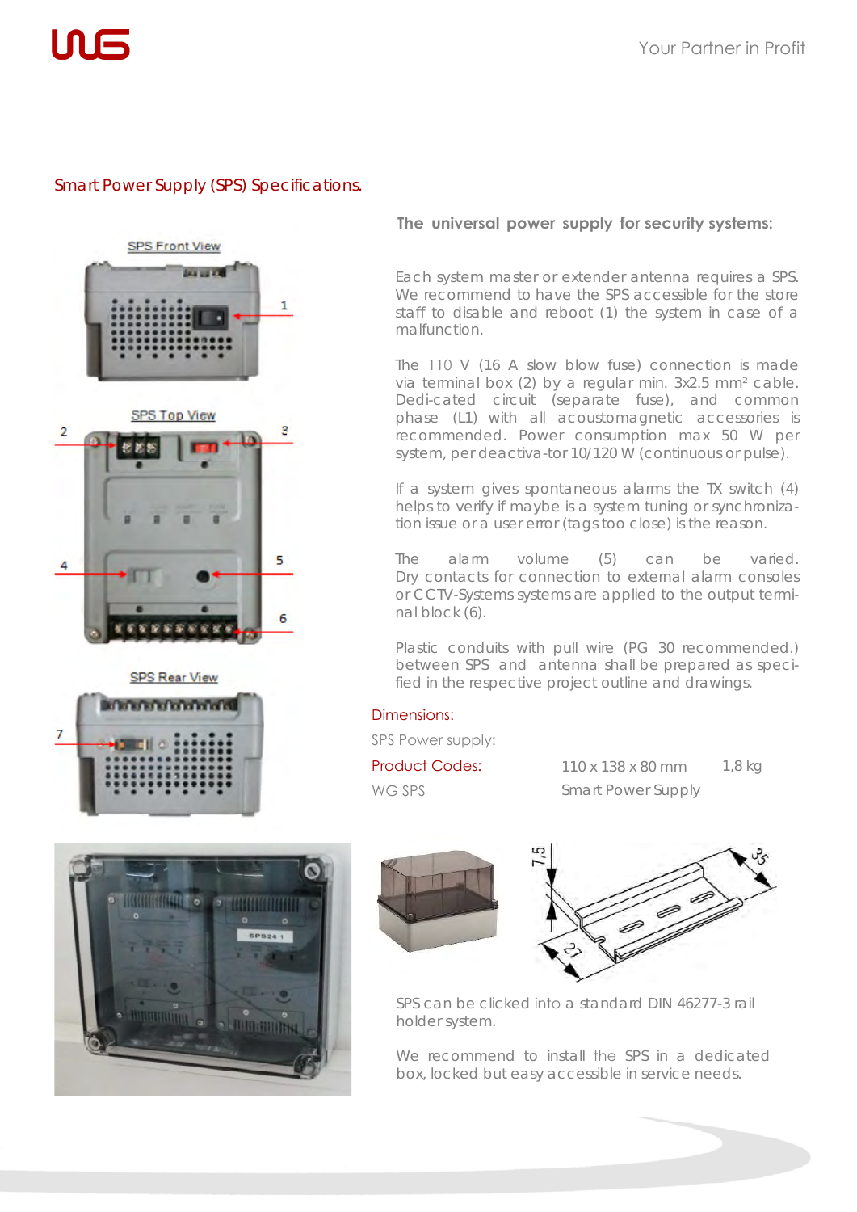## Smart Power Supply (SPS) Specifications.

SPS Front View

1

SPS Top View

2

3

4

5

6

SPS Rear View

7

**The universal power supply for security systems:**

Each system master or extender antenna requires a SPS. We recommend to have the SPS accessible for the store staff to disable and reboot (1) the system in case of a malfunction.

The 110 V (16 A slow blow fuse) connection is made via terminal box (2) by a regular min. 3x2.5 mm² cable. Dedi-cated circuit (separate fuse), and common phase (L1) with all acoustomagnetic accessories is recommended. Power consumption max 50 W per system, per deactiva-tor 10/120 W (continuous or pulse).

If a system gives spontaneous alarms the TX switch (4) helps to verify if maybe is a system tuning or synchroniza-tion issue or a user error (tags too close) is the reason.

The alarm volume (5) can be varied. Dry contacts for connection to external alarm consoles or CCTV-Systems systems are applied to the output termi-nal block (6).

Plastic conduits with pull wire (PG 30 recommended.) between SPS and antenna shall be prepared as speci-fied in the respective project outline and drawings.

Dimensions:

SPS Power supply:

| | | |
|---|---|---|
| Product Codes: | 110 x 138 x 80 mm | 1,8 kg |
| WG SPS | Smart Power Supply | |

7,5

35

27

SPS can be clicked into a standard DIN 46277-3 rail holder system.

We recommend to install the SPS in a dedicated box, locked but easy accessible in service needs.